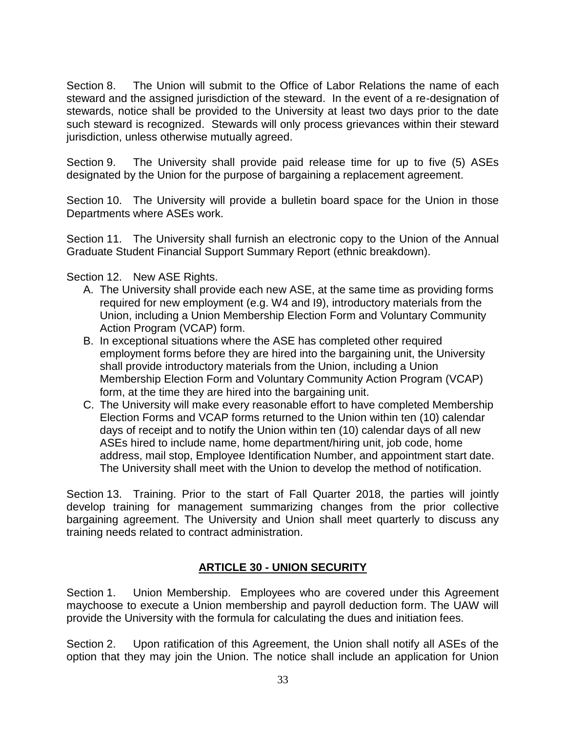Section 8. The Union will submit to the Office of Labor Relations the name of each steward and the assigned jurisdiction of the steward. In the event of a re-designation of stewards, notice shall be provided to the University at least two days prior to the date such steward is recognized. Stewards will only process grievances within their steward jurisdiction, unless otherwise mutually agreed.

Section 9. The University shall provide paid release time for up to five (5) ASEs designated by the Union for the purpose of bargaining a replacement agreement.

Section 10. The University will provide a bulletin board space for the Union in those Departments where ASEs work.

Section 11. The University shall furnish an electronic copy to the Union of the Annual Graduate Student Financial Support Summary Report (ethnic breakdown).

Section 12. New ASE Rights.

A. The University shall provide each new ASE, at the same time as providing forms required for new employment (e.g. W4 and I9), introductory materials from the Union, including a Union Membership Election Form and Voluntary Community Action Program (VCAP) form.
B. In exceptional situations where the ASE has completed other required employment forms before they are hired into the bargaining unit, the University shall provide introductory materials from the Union, including a Union Membership Election Form and Voluntary Community Action Program (VCAP) form, at the time they are hired into the bargaining unit.
C. The University will make every reasonable effort to have completed Membership Election Forms and VCAP forms returned to the Union within ten (10) calendar days of receipt and to notify the Union within ten (10) calendar days of all new ASEs hired to include name, home department/hiring unit, job code, home address, mail stop, Employee Identification Number, and appointment start date. The University shall meet with the Union to develop the method of notification.

Section 13. Training. Prior to the start of Fall Quarter 2018, the parties will jointly develop training for management summarizing changes from the prior collective bargaining agreement. The University and Union shall meet quarterly to discuss any training needs related to contract administration.

## ARTICLE 30 - UNION SECURITY

Section 1. Union Membership. Employees who are covered under this Agreement maychoose to execute a Union membership and payroll deduction form. The UAW will provide the University with the formula for calculating the dues and initiation fees.

Section 2. Upon ratification of this Agreement, the Union shall notify all ASEs of the option that they may join the Union. The notice shall include an application for Union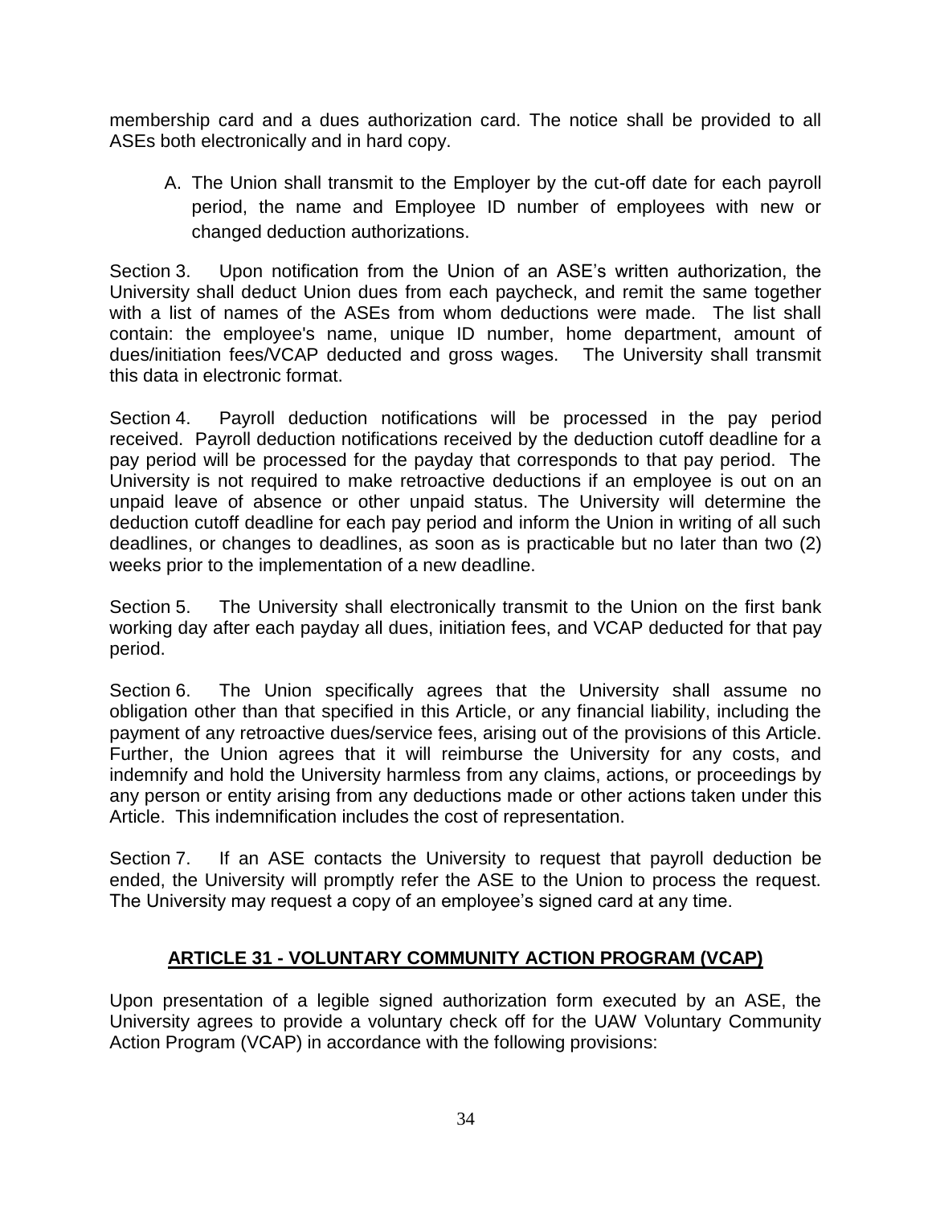membership card and a dues authorization card. The notice shall be provided to all ASEs both electronically and in hard copy.

A. The Union shall transmit to the Employer by the cut-off date for each payroll period, the name and Employee ID number of employees with new or changed deduction authorizations.

Section 3. Upon notification from the Union of an ASE's written authorization, the University shall deduct Union dues from each paycheck, and remit the same together with a list of names of the ASEs from whom deductions were made. The list shall contain: the employee's name, unique ID number, home department, amount of dues/initiation fees/VCAP deducted and gross wages. The University shall transmit this data in electronic format.

Section 4. Payroll deduction notifications will be processed in the pay period received. Payroll deduction notifications received by the deduction cutoff deadline for a pay period will be processed for the payday that corresponds to that pay period. The University is not required to make retroactive deductions if an employee is out on an unpaid leave of absence or other unpaid status. The University will determine the deduction cutoff deadline for each pay period and inform the Union in writing of all such deadlines, or changes to deadlines, as soon as is practicable but no later than two (2) weeks prior to the implementation of a new deadline.

Section 5. The University shall electronically transmit to the Union on the first bank working day after each payday all dues, initiation fees, and VCAP deducted for that pay period.

Section 6. The Union specifically agrees that the University shall assume no obligation other than that specified in this Article, or any financial liability, including the payment of any retroactive dues/service fees, arising out of the provisions of this Article. Further, the Union agrees that it will reimburse the University for any costs, and indemnify and hold the University harmless from any claims, actions, or proceedings by any person or entity arising from any deductions made or other actions taken under this Article. This indemnification includes the cost of representation.

Section 7. If an ASE contacts the University to request that payroll deduction be ended, the University will promptly refer the ASE to the Union to process the request. The University may request a copy of an employee's signed card at any time.

## ARTICLE 31 - VOLUNTARY COMMUNITY ACTION PROGRAM (VCAP)

Upon presentation of a legible signed authorization form executed by an ASE, the University agrees to provide a voluntary check off for the UAW Voluntary Community Action Program (VCAP) in accordance with the following provisions: